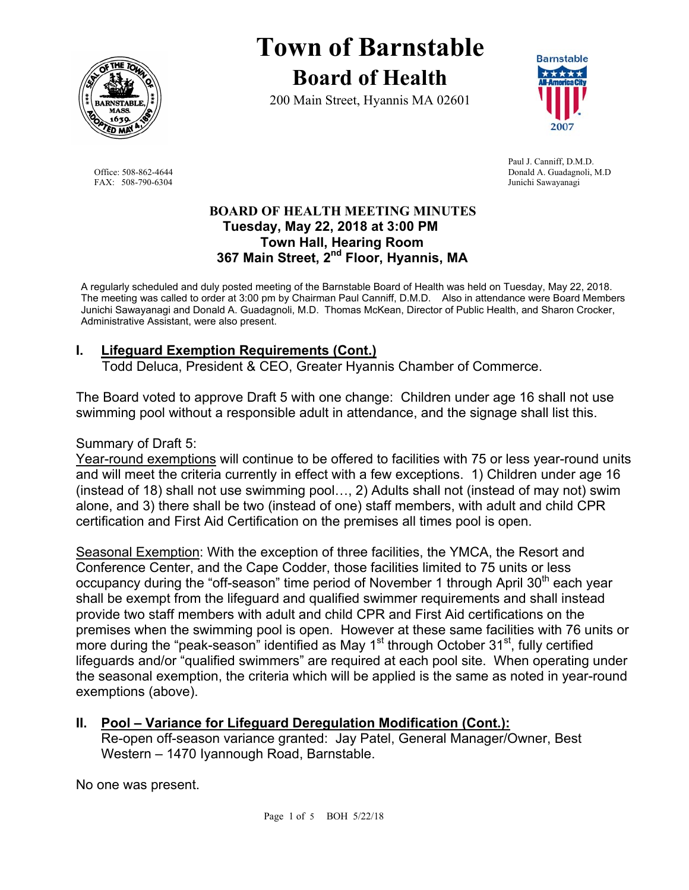# Town of Barnstable

## Board of Health

200 Main Street, Hyannis MA 02601

Office: 508-862-4644
FAX: 508-790-6304

Paul J. Canniff, D.M.D.
Donald A. Guadagnoli, M.D
Junichi Sawayanagi

**BOARD OF HEALTH MEETING MINUTES**
**Tuesday, May 22, 2018 at 3:00 PM**
**Town Hall, Hearing Room**
**367 Main Street, 2nd Floor, Hyannis, MA**

A regularly scheduled and duly posted meeting of the Barnstable Board of Health was held on Tuesday, May 22, 2018. The meeting was called to order at 3:00 pm by Chairman Paul Canniff, D.M.D. Also in attendance were Board Members Junichi Sawayanagi and Donald A. Guadagnoli, M.D. Thomas McKean, Director of Public Health, and Sharon Crocker, Administrative Assistant, were also present.

## I. Lifeguard Exemption Requirements (Cont.)

Todd Deluca, President & CEO, Greater Hyannis Chamber of Commerce.

The Board voted to approve Draft 5 with one change: Children under age 16 shall not use swimming pool without a responsible adult in attendance, and the signage shall list this.

Summary of Draft 5:

Year-round exemptions will continue to be offered to facilities with 75 or less year-round units and will meet the criteria currently in effect with a few exceptions. 1) Children under age 16 (instead of 18) shall not use swimming pool…, 2) Adults shall not (instead of may not) swim alone, and 3) there shall be two (instead of one) staff members, with adult and child CPR certification and First Aid Certification on the premises all times pool is open.

Seasonal Exemption: With the exception of three facilities, the YMCA, the Resort and Conference Center, and the Cape Codder, those facilities limited to 75 units or less occupancy during the "off-season" time period of November 1 through April 30th each year shall be exempt from the lifeguard and qualified swimmer requirements and shall instead provide two staff members with adult and child CPR and First Aid certifications on the premises when the swimming pool is open. However at these same facilities with 76 units or more during the "peak-season" identified as May 1st through October 31st, fully certified lifeguards and/or "qualified swimmers" are required at each pool site. When operating under the seasonal exemption, the criteria which will be applied is the same as noted in year-round exemptions (above).

## II. Pool – Variance for Lifeguard Deregulation Modification (Cont.):

Re-open off-season variance granted: Jay Patel, General Manager/Owner, Best Western – 1470 Iyannough Road, Barnstable.

No one was present.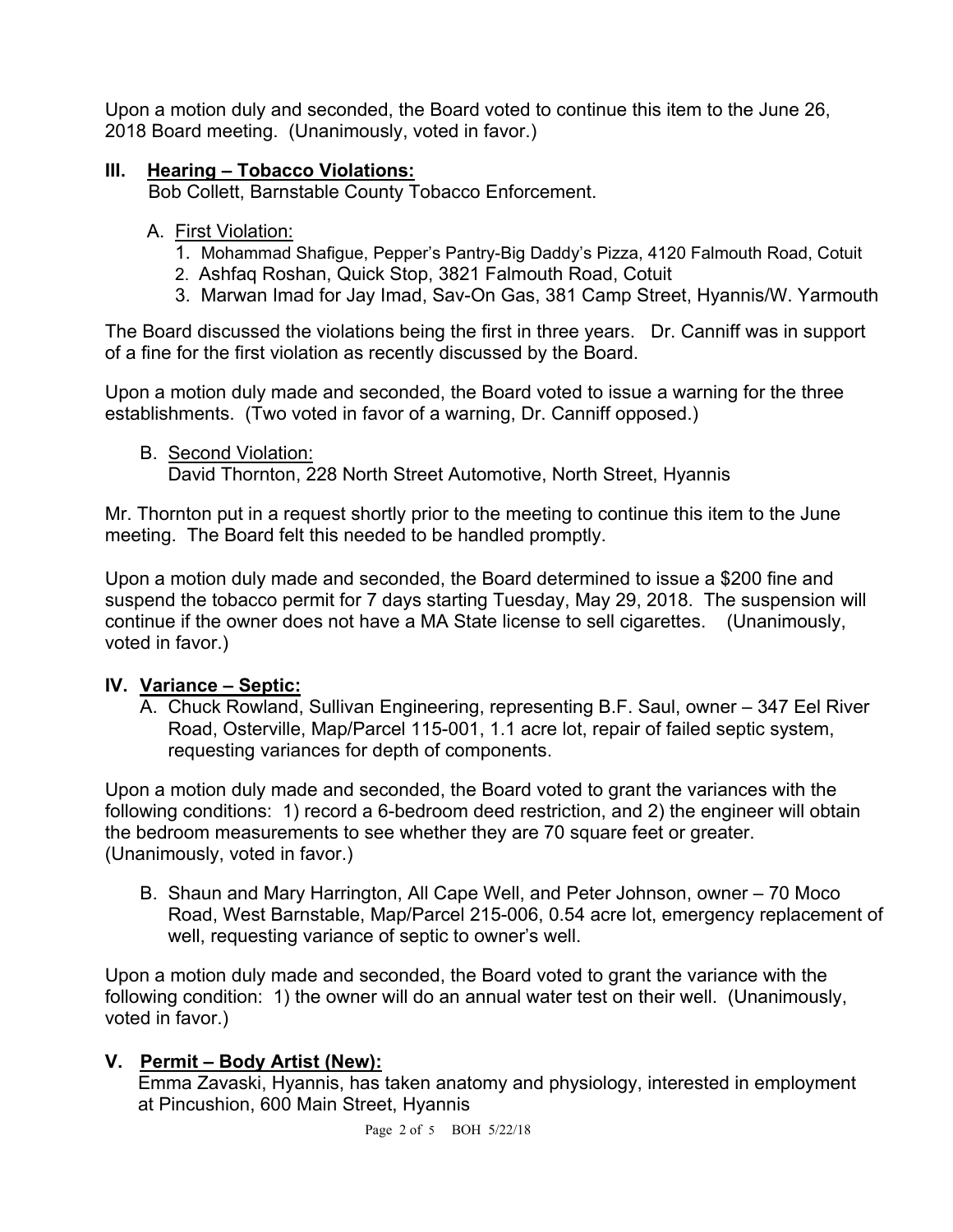Upon a motion duly and seconded, the Board voted to continue this item to the June 26, 2018 Board meeting. (Unanimously, voted in favor.)

## III. Hearing – Tobacco Violations:

Bob Collett, Barnstable County Tobacco Enforcement.

A. First Violation:
   1. Mohammad Shafigue, Pepper's Pantry-Big Daddy's Pizza, 4120 Falmouth Road, Cotuit
   2. Ashfaq Roshan, Quick Stop, 3821 Falmouth Road, Cotuit
   3. Marwan Imad for Jay Imad, Sav-On Gas, 381 Camp Street, Hyannis/W. Yarmouth

The Board discussed the violations being the first in three years. Dr. Canniff was in support of a fine for the first violation as recently discussed by the Board.

Upon a motion duly made and seconded, the Board voted to issue a warning for the three establishments. (Two voted in favor of a warning, Dr. Canniff opposed.)

B. Second Violation:
   David Thornton, 228 North Street Automotive, North Street, Hyannis

Mr. Thornton put in a request shortly prior to the meeting to continue this item to the June meeting. The Board felt this needed to be handled promptly.

Upon a motion duly made and seconded, the Board determined to issue a $200 fine and suspend the tobacco permit for 7 days starting Tuesday, May 29, 2018. The suspension will continue if the owner does not have a MA State license to sell cigarettes. (Unanimously, voted in favor.)

## IV. Variance – Septic:

A. Chuck Rowland, Sullivan Engineering, representing B.F. Saul, owner – 347 Eel River Road, Osterville, Map/Parcel 115-001, 1.1 acre lot, repair of failed septic system, requesting variances for depth of components.

Upon a motion duly made and seconded, the Board voted to grant the variances with the following conditions: 1) record a 6-bedroom deed restriction, and 2) the engineer will obtain the bedroom measurements to see whether they are 70 square feet or greater. (Unanimously, voted in favor.)

B. Shaun and Mary Harrington, All Cape Well, and Peter Johnson, owner – 70 Moco Road, West Barnstable, Map/Parcel 215-006, 0.54 acre lot, emergency replacement of well, requesting variance of septic to owner's well.

Upon a motion duly made and seconded, the Board voted to grant the variance with the following condition: 1) the owner will do an annual water test on their well. (Unanimously, voted in favor.)

## V. Permit – Body Artist (New):

Emma Zavaski, Hyannis, has taken anatomy and physiology, interested in employment at Pincushion, 600 Main Street, Hyannis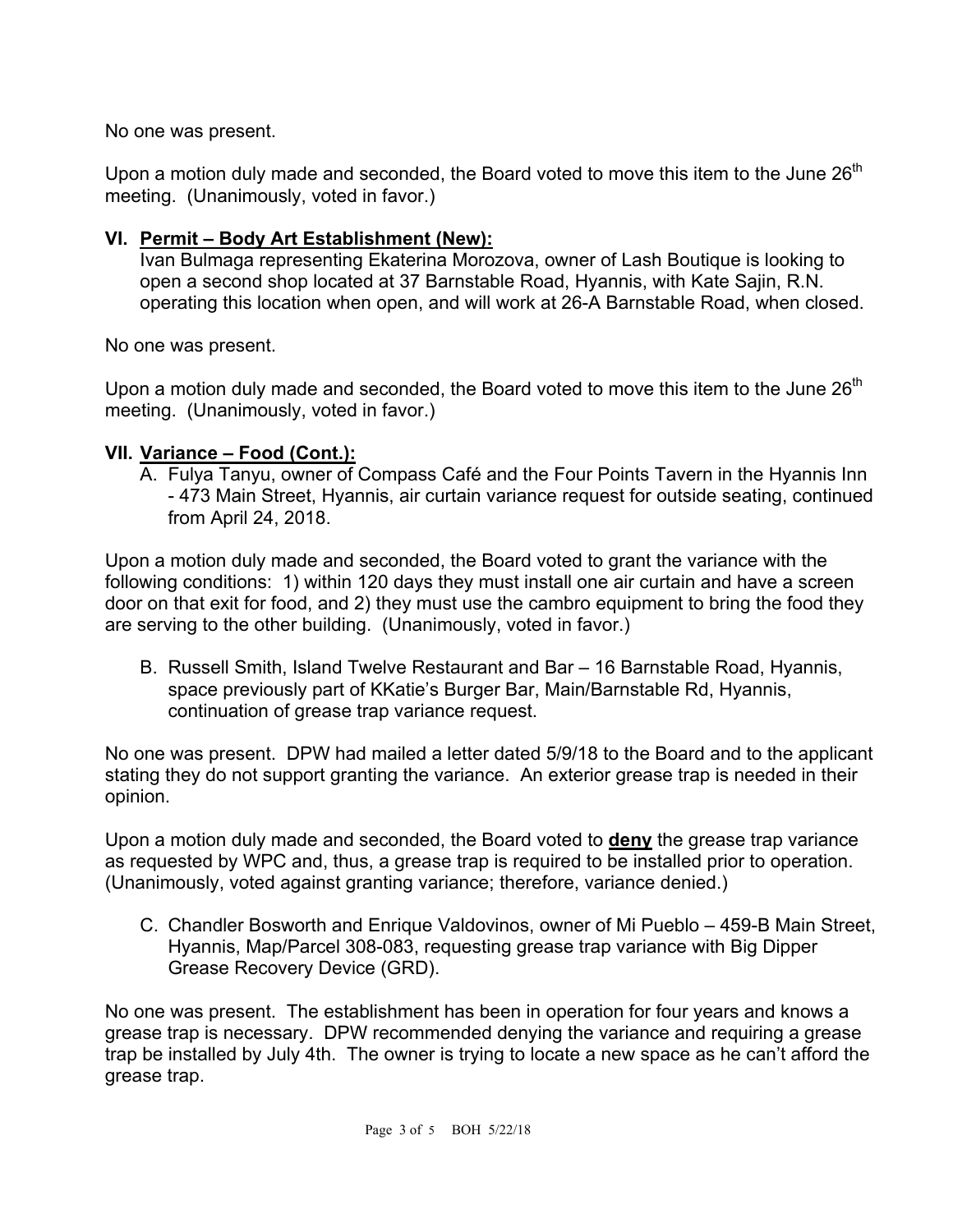No one was present.

Upon a motion duly made and seconded, the Board voted to move this item to the June 26th meeting. (Unanimously, voted in favor.)

## VI. Permit – Body Art Establishment (New):

Ivan Bulmaga representing Ekaterina Morozova, owner of Lash Boutique is looking to open a second shop located at 37 Barnstable Road, Hyannis, with Kate Sajin, R.N. operating this location when open, and will work at 26-A Barnstable Road, when closed.

No one was present.

Upon a motion duly made and seconded, the Board voted to move this item to the June 26th meeting. (Unanimously, voted in favor.)

## VII. Variance – Food (Cont.):

A. Fulya Tanyu, owner of Compass Café and the Four Points Tavern in the Hyannis Inn - 473 Main Street, Hyannis, air curtain variance request for outside seating, continued from April 24, 2018.

Upon a motion duly made and seconded, the Board voted to grant the variance with the following conditions: 1) within 120 days they must install one air curtain and have a screen door on that exit for food, and 2) they must use the cambro equipment to bring the food they are serving to the other building. (Unanimously, voted in favor.)

B. Russell Smith, Island Twelve Restaurant and Bar – 16 Barnstable Road, Hyannis, space previously part of KKatie's Burger Bar, Main/Barnstable Rd, Hyannis, continuation of grease trap variance request.

No one was present. DPW had mailed a letter dated 5/9/18 to the Board and to the applicant stating they do not support granting the variance. An exterior grease trap is needed in their opinion.

Upon a motion duly made and seconded, the Board voted to **deny** the grease trap variance as requested by WPC and, thus, a grease trap is required to be installed prior to operation. (Unanimously, voted against granting variance; therefore, variance denied.)

C. Chandler Bosworth and Enrique Valdovinos, owner of Mi Pueblo – 459-B Main Street, Hyannis, Map/Parcel 308-083, requesting grease trap variance with Big Dipper Grease Recovery Device (GRD).

No one was present. The establishment has been in operation for four years and knows a grease trap is necessary. DPW recommended denying the variance and requiring a grease trap be installed by July 4th. The owner is trying to locate a new space as he can't afford the grease trap.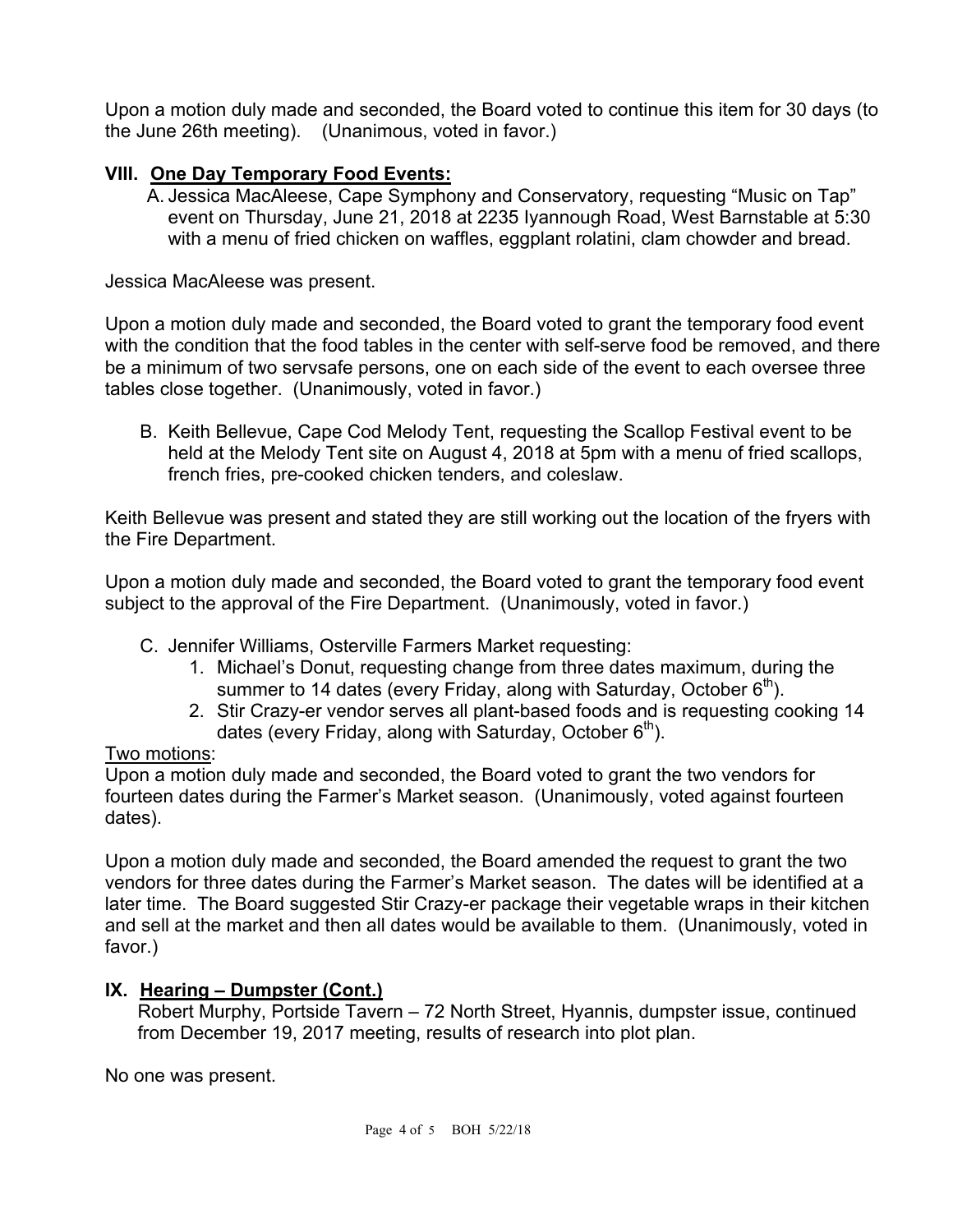Upon a motion duly made and seconded, the Board voted to continue this item for 30 days (to the June 26th meeting). (Unanimous, voted in favor.)

## VIII. One Day Temporary Food Events:

A. Jessica MacAleese, Cape Symphony and Conservatory, requesting "Music on Tap" event on Thursday, June 21, 2018 at 2235 Iyannough Road, West Barnstable at 5:30 with a menu of fried chicken on waffles, eggplant rolatini, clam chowder and bread.

Jessica MacAleese was present.

Upon a motion duly made and seconded, the Board voted to grant the temporary food event with the condition that the food tables in the center with self-serve food be removed, and there be a minimum of two servsafe persons, one on each side of the event to each oversee three tables close together. (Unanimously, voted in favor.)

B. Keith Bellevue, Cape Cod Melody Tent, requesting the Scallop Festival event to be held at the Melody Tent site on August 4, 2018 at 5pm with a menu of fried scallops, french fries, pre-cooked chicken tenders, and coleslaw.

Keith Bellevue was present and stated they are still working out the location of the fryers with the Fire Department.

Upon a motion duly made and seconded, the Board voted to grant the temporary food event subject to the approval of the Fire Department. (Unanimously, voted in favor.)

C. Jennifer Williams, Osterville Farmers Market requesting:
1. Michael's Donut, requesting change from three dates maximum, during the summer to 14 dates (every Friday, along with Saturday, October 6th).
2. Stir Crazy-er vendor serves all plant-based foods and is requesting cooking 14 dates (every Friday, along with Saturday, October 6th).

Two motions:
Upon a motion duly made and seconded, the Board voted to grant the two vendors for fourteen dates during the Farmer's Market season. (Unanimously, voted against fourteen dates).

Upon a motion duly made and seconded, the Board amended the request to grant the two vendors for three dates during the Farmer's Market season. The dates will be identified at a later time. The Board suggested Stir Crazy-er package their vegetable wraps in their kitchen and sell at the market and then all dates would be available to them. (Unanimously, voted in favor.)

## IX. Hearing – Dumpster (Cont.)

Robert Murphy, Portside Tavern – 72 North Street, Hyannis, dumpster issue, continued from December 19, 2017 meeting, results of research into plot plan.

No one was present.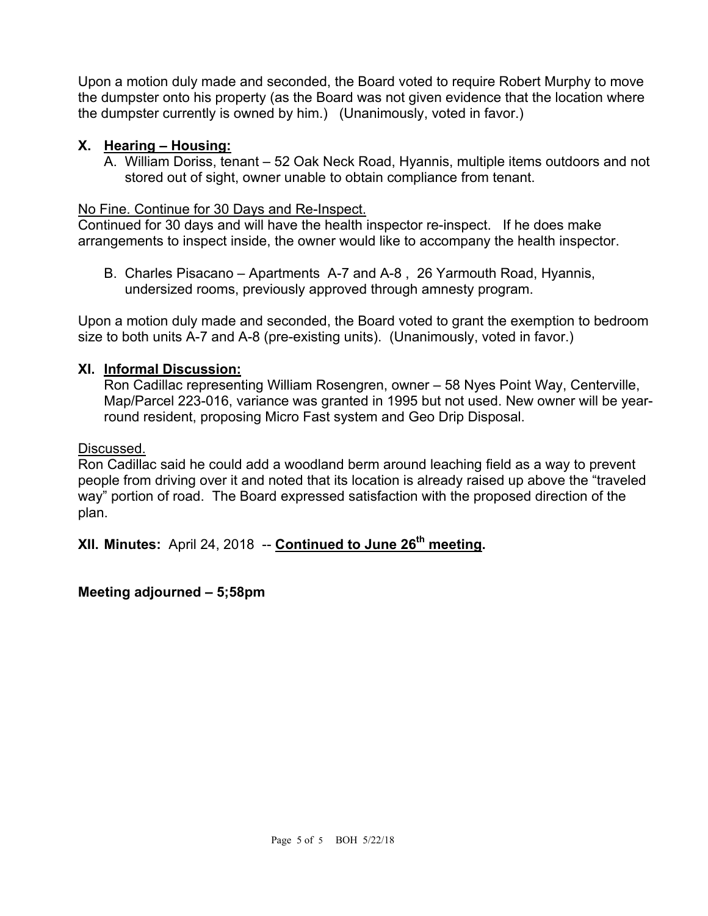Upon a motion duly made and seconded, the Board voted to require Robert Murphy to move the dumpster onto his property (as the Board was not given evidence that the location where the dumpster currently is owned by him.) (Unanimously, voted in favor.)

## X. Hearing – Housing:

A. William Doriss, tenant – 52 Oak Neck Road, Hyannis, multiple items outdoors and not stored out of sight, owner unable to obtain compliance from tenant.

No Fine. Continue for 30 Days and Re-Inspect.
Continued for 30 days and will have the health inspector re-inspect. If he does make arrangements to inspect inside, the owner would like to accompany the health inspector.

B. Charles Pisacano – Apartments A-7 and A-8 , 26 Yarmouth Road, Hyannis, undersized rooms, previously approved through amnesty program.

Upon a motion duly made and seconded, the Board voted to grant the exemption to bedroom size to both units A-7 and A-8 (pre-existing units). (Unanimously, voted in favor.)

## XI. Informal Discussion:

Ron Cadillac representing William Rosengren, owner – 58 Nyes Point Way, Centerville, Map/Parcel 223-016, variance was granted in 1995 but not used. New owner will be year-round resident, proposing Micro Fast system and Geo Drip Disposal.

Discussed.
Ron Cadillac said he could add a woodland berm around leaching field as a way to prevent people from driving over it and noted that its location is already raised up above the "traveled way" portion of road. The Board expressed satisfaction with the proposed direction of the plan.

**XII. Minutes:** April 24, 2018 -- **Continued to June 26th meeting.**

**Meeting adjourned – 5;58pm**